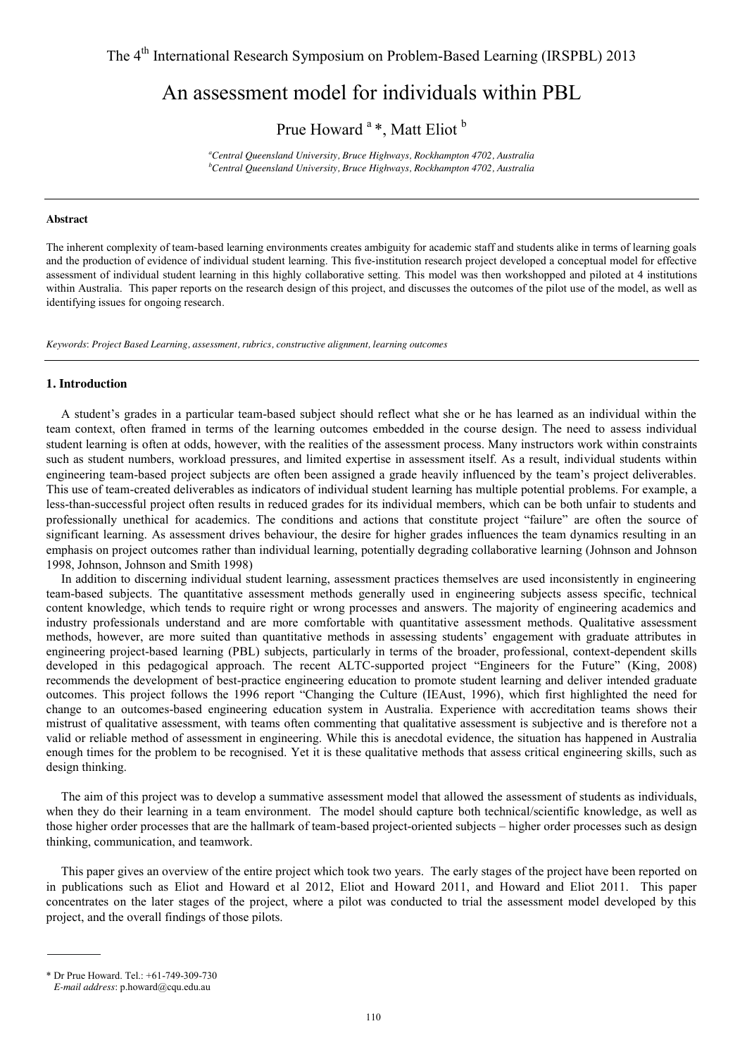The 4th International Research Symposium on Problem-Based Learning (IRSPBL) 2013

# An assessment model for individuals within PBL

Prue Howard [a] *, Matt Eliot [b]

[a] *Central Queensland University, Bruce Highways, Rockhampton 4702, Australia*
[b] *Central Queensland University, Bruce Highways, Rockhampton 4702, Australia*

---

#### Abstract

The inherent complexity of team-based learning environments creates ambiguity for academic staff and students alike in terms of learning goals and the production of evidence of individual student learning. This five-institution research project developed a conceptual model for effective assessment of individual student learning in this highly collaborative setting. This model was then workshopped and piloted at 4 institutions within Australia. This paper reports on the research design of this project, and discusses the outcomes of the pilot use of the model, as well as identifying issues for ongoing research.

*Keywords*: *Project Based Learning, assessment, rubrics, constructive alignment, learning outcomes*

---

## 1. Introduction

A student's grades in a particular team-based subject should reflect what she or he has learned as an individual within the team context, often framed in terms of the learning outcomes embedded in the course design. The need to assess individual student learning is often at odds, however, with the realities of the assessment process. Many instructors work within constraints such as student numbers, workload pressures, and limited expertise in assessment itself. As a result, individual students within engineering team-based project subjects are often been assigned a grade heavily influenced by the team's project deliverables. This use of team-created deliverables as indicators of individual student learning has multiple potential problems. For example, a less-than-successful project often results in reduced grades for its individual members, which can be both unfair to students and professionally unethical for academics. The conditions and actions that constitute project "failure" are often the source of significant learning. As assessment drives behaviour, the desire for higher grades influences the team dynamics resulting in an emphasis on project outcomes rather than individual learning, potentially degrading collaborative learning (Johnson and Johnson 1998, Johnson, Johnson and Smith 1998)

In addition to discerning individual student learning, assessment practices themselves are used inconsistently in engineering team-based subjects. The quantitative assessment methods generally used in engineering subjects assess specific, technical content knowledge, which tends to require right or wrong processes and answers. The majority of engineering academics and industry professionals understand and are more comfortable with quantitative assessment methods. Qualitative assessment methods, however, are more suited than quantitative methods in assessing students' engagement with graduate attributes in engineering project-based learning (PBL) subjects, particularly in terms of the broader, professional, context-dependent skills developed in this pedagogical approach. The recent ALTC-supported project "Engineers for the Future" (King, 2008) recommends the development of best-practice engineering education to promote student learning and deliver intended graduate outcomes. This project follows the 1996 report "Changing the Culture (IEAust, 1996), which first highlighted the need for change to an outcomes-based engineering education system in Australia. Experience with accreditation teams shows their mistrust of qualitative assessment, with teams often commenting that qualitative assessment is subjective and is therefore not a valid or reliable method of assessment in engineering. While this is anecdotal evidence, the situation has happened in Australia enough times for the problem to be recognised. Yet it is these qualitative methods that assess critical engineering skills, such as design thinking.

The aim of this project was to develop a summative assessment model that allowed the assessment of students as individuals, when they do their learning in a team environment. The model should capture both technical/scientific knowledge, as well as those higher order processes that are the hallmark of team-based project-oriented subjects – higher order processes such as design thinking, communication, and teamwork.

This paper gives an overview of the entire project which took two years. The early stages of the project have been reported on in publications such as Eliot and Howard et al 2012, Eliot and Howard 2011, and Howard and Eliot 2011. This paper concentrates on the later stages of the project, where a pilot was conducted to trial the assessment model developed by this project, and the overall findings of those pilots.

---

\* Dr Prue Howard. Tel.: +61-749-309-730
*E-mail address*: p.howard@cqu.edu.au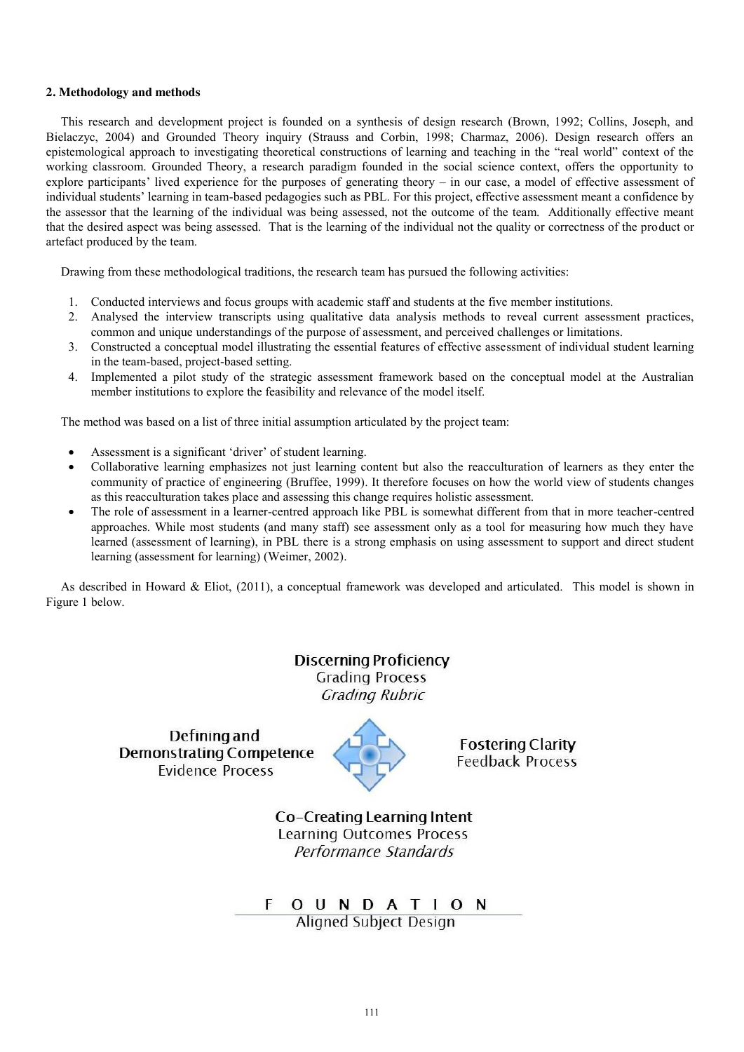## 2. Methodology and methods

This research and development project is founded on a synthesis of design research (Brown, 1992; Collins, Joseph, and Bielaczyc, 2004) and Grounded Theory inquiry (Strauss and Corbin, 1998; Charmaz, 2006). Design research offers an epistemological approach to investigating theoretical constructions of learning and teaching in the "real world" context of the working classroom. Grounded Theory, a research paradigm founded in the social science context, offers the opportunity to explore participants' lived experience for the purposes of generating theory – in our case, a model of effective assessment of individual students' learning in team-based pedagogies such as PBL. For this project, effective assessment meant a confidence by the assessor that the learning of the individual was being assessed, not the outcome of the team. Additionally effective meant that the desired aspect was being assessed. That is the learning of the individual not the quality or correctness of the product or artefact produced by the team.

Drawing from these methodological traditions, the research team has pursued the following activities:

1. Conducted interviews and focus groups with academic staff and students at the five member institutions.
2. Analysed the interview transcripts using qualitative data analysis methods to reveal current assessment practices, common and unique understandings of the purpose of assessment, and perceived challenges or limitations.
3. Constructed a conceptual model illustrating the essential features of effective assessment of individual student learning in the team-based, project-based setting.
4. Implemented a pilot study of the strategic assessment framework based on the conceptual model at the Australian member institutions to explore the feasibility and relevance of the model itself.

The method was based on a list of three initial assumption articulated by the project team:

- Assessment is a significant 'driver' of student learning.
- Collaborative learning emphasizes not just learning content but also the reacculturation of learners as they enter the community of practice of engineering (Bruffee, 1999). It therefore focuses on how the world view of students changes as this reacculturation takes place and assessing this change requires holistic assessment.
- The role of assessment in a learner-centred approach like PBL is somewhat different from that in more teacher-centred approaches. While most students (and many staff) see assessment only as a tool for measuring how much they have learned (assessment of learning), in PBL there is a strong emphasis on using assessment to support and direct student learning (assessment for learning) (Weimer, 2002).

As described in Howard & Eliot, (2011), a conceptual framework was developed and articulated. This model is shown in Figure 1 below.

**Discerning Proficiency**
Grading Process
*Grading Rubric*

**Defining and Demonstrating Competence**
Evidence Process

**Fostering Clarity**
Feedback Process

**Co-Creating Learning Intent**
Learning Outcomes Process
*Performance Standards*

F O U N D A T I O N
Aligned Subject Design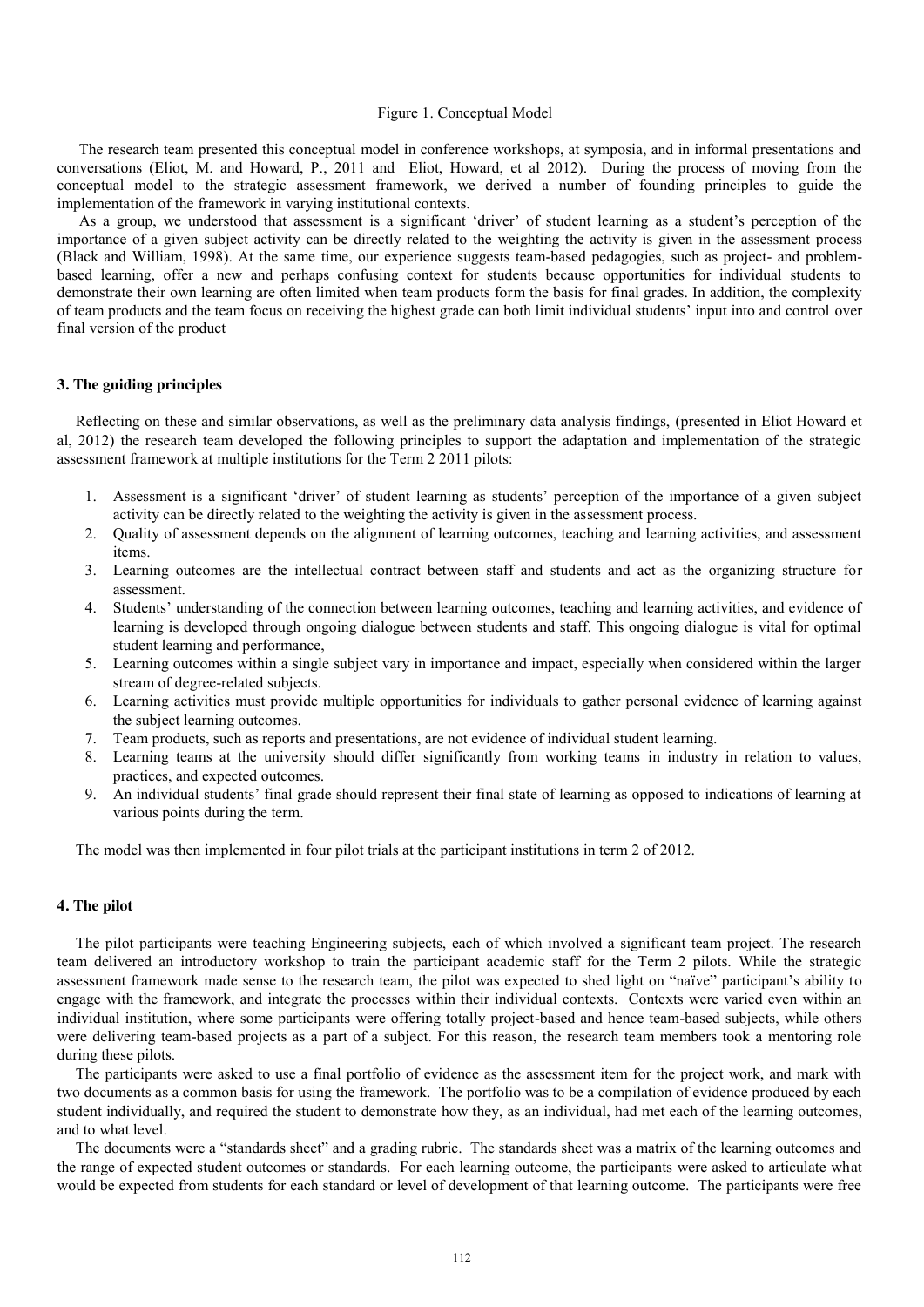Figure 1. Conceptual Model

The research team presented this conceptual model in conference workshops, at symposia, and in informal presentations and conversations (Eliot, M. and Howard, P., 2011 and Eliot, Howard, et al 2012). During the process of moving from the conceptual model to the strategic assessment framework, we derived a number of founding principles to guide the implementation of the framework in varying institutional contexts.

As a group, we understood that assessment is a significant 'driver' of student learning as a student's perception of the importance of a given subject activity can be directly related to the weighting the activity is given in the assessment process (Black and William, 1998). At the same time, our experience suggests team-based pedagogies, such as project- and problem-based learning, offer a new and perhaps confusing context for students because opportunities for individual students to demonstrate their own learning are often limited when team products form the basis for final grades. In addition, the complexity of team products and the team focus on receiving the highest grade can both limit individual students' input into and control over final version of the product

### 3. The guiding principles

Reflecting on these and similar observations, as well as the preliminary data analysis findings, (presented in Eliot Howard et al, 2012) the research team developed the following principles to support the adaptation and implementation of the strategic assessment framework at multiple institutions for the Term 2 2011 pilots:

1. Assessment is a significant 'driver' of student learning as students' perception of the importance of a given subject activity can be directly related to the weighting the activity is given in the assessment process.
2. Quality of assessment depends on the alignment of learning outcomes, teaching and learning activities, and assessment items.
3. Learning outcomes are the intellectual contract between staff and students and act as the organizing structure for assessment.
4. Students' understanding of the connection between learning outcomes, teaching and learning activities, and evidence of learning is developed through ongoing dialogue between students and staff. This ongoing dialogue is vital for optimal student learning and performance,
5. Learning outcomes within a single subject vary in importance and impact, especially when considered within the larger stream of degree-related subjects.
6. Learning activities must provide multiple opportunities for individuals to gather personal evidence of learning against the subject learning outcomes.
7. Team products, such as reports and presentations, are not evidence of individual student learning.
8. Learning teams at the university should differ significantly from working teams in industry in relation to values, practices, and expected outcomes.
9. An individual students' final grade should represent their final state of learning as opposed to indications of learning at various points during the term.

The model was then implemented in four pilot trials at the participant institutions in term 2 of 2012.

### 4. The pilot

The pilot participants were teaching Engineering subjects, each of which involved a significant team project. The research team delivered an introductory workshop to train the participant academic staff for the Term 2 pilots. While the strategic assessment framework made sense to the research team, the pilot was expected to shed light on "naïve" participant's ability to engage with the framework, and integrate the processes within their individual contexts. Contexts were varied even within an individual institution, where some participants were offering totally project-based and hence team-based subjects, while others were delivering team-based projects as a part of a subject. For this reason, the research team members took a mentoring role during these pilots.

The participants were asked to use a final portfolio of evidence as the assessment item for the project work, and mark with two documents as a common basis for using the framework. The portfolio was to be a compilation of evidence produced by each student individually, and required the student to demonstrate how they, as an individual, had met each of the learning outcomes, and to what level.

The documents were a "standards sheet" and a grading rubric. The standards sheet was a matrix of the learning outcomes and the range of expected student outcomes or standards. For each learning outcome, the participants were asked to articulate what would be expected from students for each standard or level of development of that learning outcome. The participants were free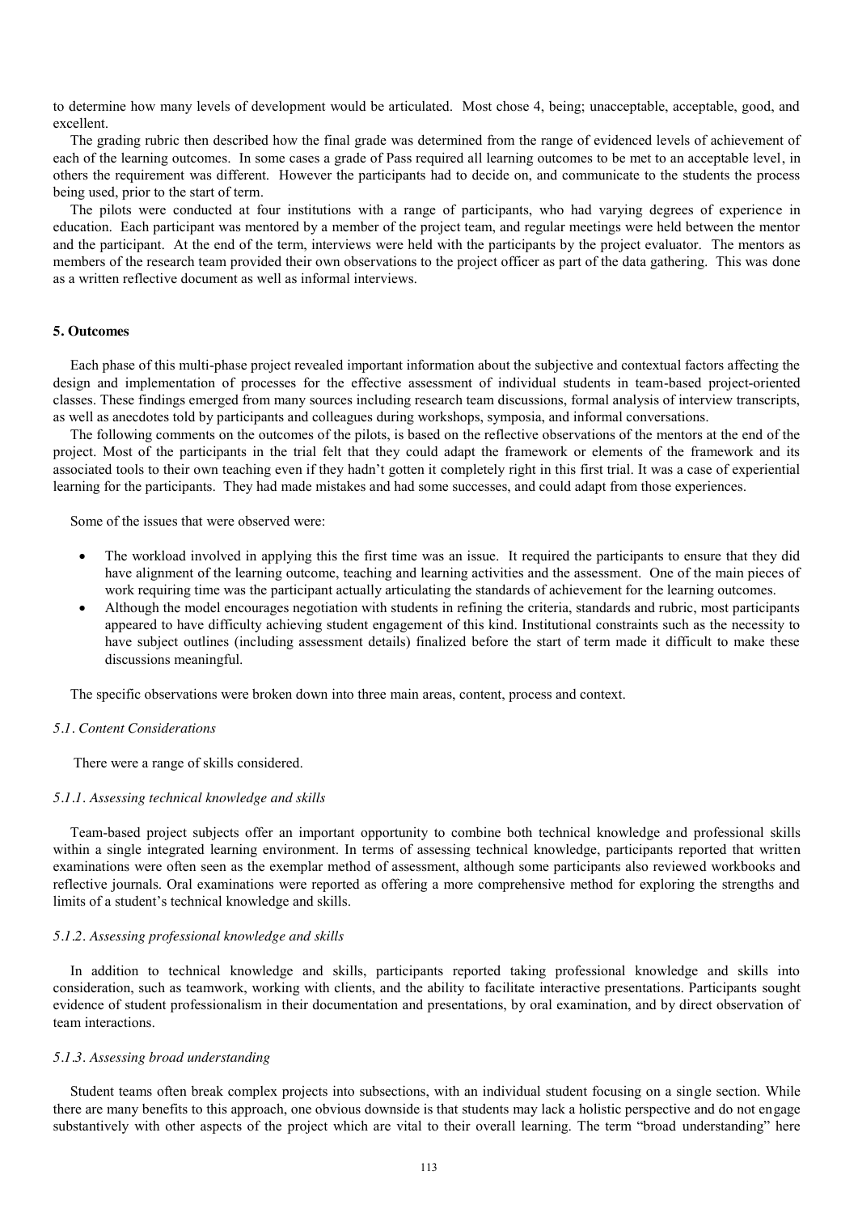to determine how many levels of development would be articulated. Most chose 4, being; unacceptable, acceptable, good, and excellent.

The grading rubric then described how the final grade was determined from the range of evidenced levels of achievement of each of the learning outcomes. In some cases a grade of Pass required all learning outcomes to be met to an acceptable level, in others the requirement was different. However the participants had to decide on, and communicate to the students the process being used, prior to the start of term.

The pilots were conducted at four institutions with a range of participants, who had varying degrees of experience in education. Each participant was mentored by a member of the project team, and regular meetings were held between the mentor and the participant. At the end of the term, interviews were held with the participants by the project evaluator. The mentors as members of the research team provided their own observations to the project officer as part of the data gathering. This was done as a written reflective document as well as informal interviews.

## 5. Outcomes

Each phase of this multi-phase project revealed important information about the subjective and contextual factors affecting the design and implementation of processes for the effective assessment of individual students in team-based project-oriented classes. These findings emerged from many sources including research team discussions, formal analysis of interview transcripts, as well as anecdotes told by participants and colleagues during workshops, symposia, and informal conversations.

The following comments on the outcomes of the pilots, is based on the reflective observations of the mentors at the end of the project. Most of the participants in the trial felt that they could adapt the framework or elements of the framework and its associated tools to their own teaching even if they hadn't gotten it completely right in this first trial. It was a case of experiential learning for the participants. They had made mistakes and had some successes, and could adapt from those experiences.

Some of the issues that were observed were:

- The workload involved in applying this the first time was an issue. It required the participants to ensure that they did have alignment of the learning outcome, teaching and learning activities and the assessment. One of the main pieces of work requiring time was the participant actually articulating the standards of achievement for the learning outcomes.
- Although the model encourages negotiation with students in refining the criteria, standards and rubric, most participants appeared to have difficulty achieving student engagement of this kind. Institutional constraints such as the necessity to have subject outlines (including assessment details) finalized before the start of term made it difficult to make these discussions meaningful.

The specific observations were broken down into three main areas, content, process and context.

### *5.1. Content Considerations*

There were a range of skills considered.

#### *5.1.1. Assessing technical knowledge and skills*

Team-based project subjects offer an important opportunity to combine both technical knowledge and professional skills within a single integrated learning environment. In terms of assessing technical knowledge, participants reported that written examinations were often seen as the exemplar method of assessment, although some participants also reviewed workbooks and reflective journals. Oral examinations were reported as offering a more comprehensive method for exploring the strengths and limits of a student's technical knowledge and skills.

#### *5.1.2. Assessing professional knowledge and skills*

In addition to technical knowledge and skills, participants reported taking professional knowledge and skills into consideration, such as teamwork, working with clients, and the ability to facilitate interactive presentations. Participants sought evidence of student professionalism in their documentation and presentations, by oral examination, and by direct observation of team interactions.

#### *5.1.3. Assessing broad understanding*

Student teams often break complex projects into subsections, with an individual student focusing on a single section. While there are many benefits to this approach, one obvious downside is that students may lack a holistic perspective and do not engage substantively with other aspects of the project which are vital to their overall learning. The term "broad understanding" here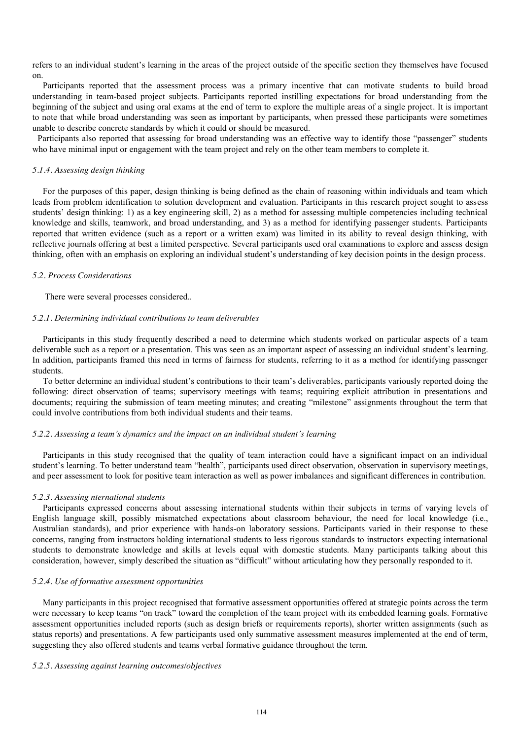refers to an individual student's learning in the areas of the project outside of the specific section they themselves have focused on.

Participants reported that the assessment process was a primary incentive that can motivate students to build broad understanding in team-based project subjects. Participants reported instilling expectations for broad understanding from the beginning of the subject and using oral exams at the end of term to explore the multiple areas of a single project. It is important to note that while broad understanding was seen as important by participants, when pressed these participants were sometimes unable to describe concrete standards by which it could or should be measured.

Participants also reported that assessing for broad understanding was an effective way to identify those "passenger" students who have minimal input or engagement with the team project and rely on the other team members to complete it.

#### *5.1.4. Assessing design thinking*

For the purposes of this paper, design thinking is being defined as the chain of reasoning within individuals and team which leads from problem identification to solution development and evaluation. Participants in this research project sought to assess students' design thinking: 1) as a key engineering skill, 2) as a method for assessing multiple competencies including technical knowledge and skills, teamwork, and broad understanding, and 3) as a method for identifying passenger students. Participants reported that written evidence (such as a report or a written exam) was limited in its ability to reveal design thinking, with reflective journals offering at best a limited perspective. Several participants used oral examinations to explore and assess design thinking, often with an emphasis on exploring an individual student's understanding of key decision points in the design process.

### *5.2. Process Considerations*

There were several processes considered..

#### *5.2.1. Determining individual contributions to team deliverables*

Participants in this study frequently described a need to determine which students worked on particular aspects of a team deliverable such as a report or a presentation. This was seen as an important aspect of assessing an individual student's learning. In addition, participants framed this need in terms of fairness for students, referring to it as a method for identifying passenger students.

To better determine an individual student's contributions to their team's deliverables, participants variously reported doing the following: direct observation of teams; supervisory meetings with teams; requiring explicit attribution in presentations and documents; requiring the submission of team meeting minutes; and creating "milestone" assignments throughout the term that could involve contributions from both individual students and their teams.

#### *5.2.2. Assessing a team's dynamics and the impact on an individual student's learning*

Participants in this study recognised that the quality of team interaction could have a significant impact on an individual student's learning. To better understand team "health", participants used direct observation, observation in supervisory meetings, and peer assessment to look for positive team interaction as well as power imbalances and significant differences in contribution.

#### *5.2.3. Assessing nternational students*

Participants expressed concerns about assessing international students within their subjects in terms of varying levels of English language skill, possibly mismatched expectations about classroom behaviour, the need for local knowledge (i.e., Australian standards), and prior experience with hands-on laboratory sessions. Participants varied in their response to these concerns, ranging from instructors holding international students to less rigorous standards to instructors expecting international students to demonstrate knowledge and skills at levels equal with domestic students. Many participants talking about this consideration, however, simply described the situation as "difficult" without articulating how they personally responded to it.

#### *5.2.4. Use of formative assessment opportunities*

Many participants in this project recognised that formative assessment opportunities offered at strategic points across the term were necessary to keep teams "on track" toward the completion of the team project with its embedded learning goals. Formative assessment opportunities included reports (such as design briefs or requirements reports), shorter written assignments (such as status reports) and presentations. A few participants used only summative assessment measures implemented at the end of term, suggesting they also offered students and teams verbal formative guidance throughout the term.

#### *5.2.5. Assessing against learning outcomes/objectives*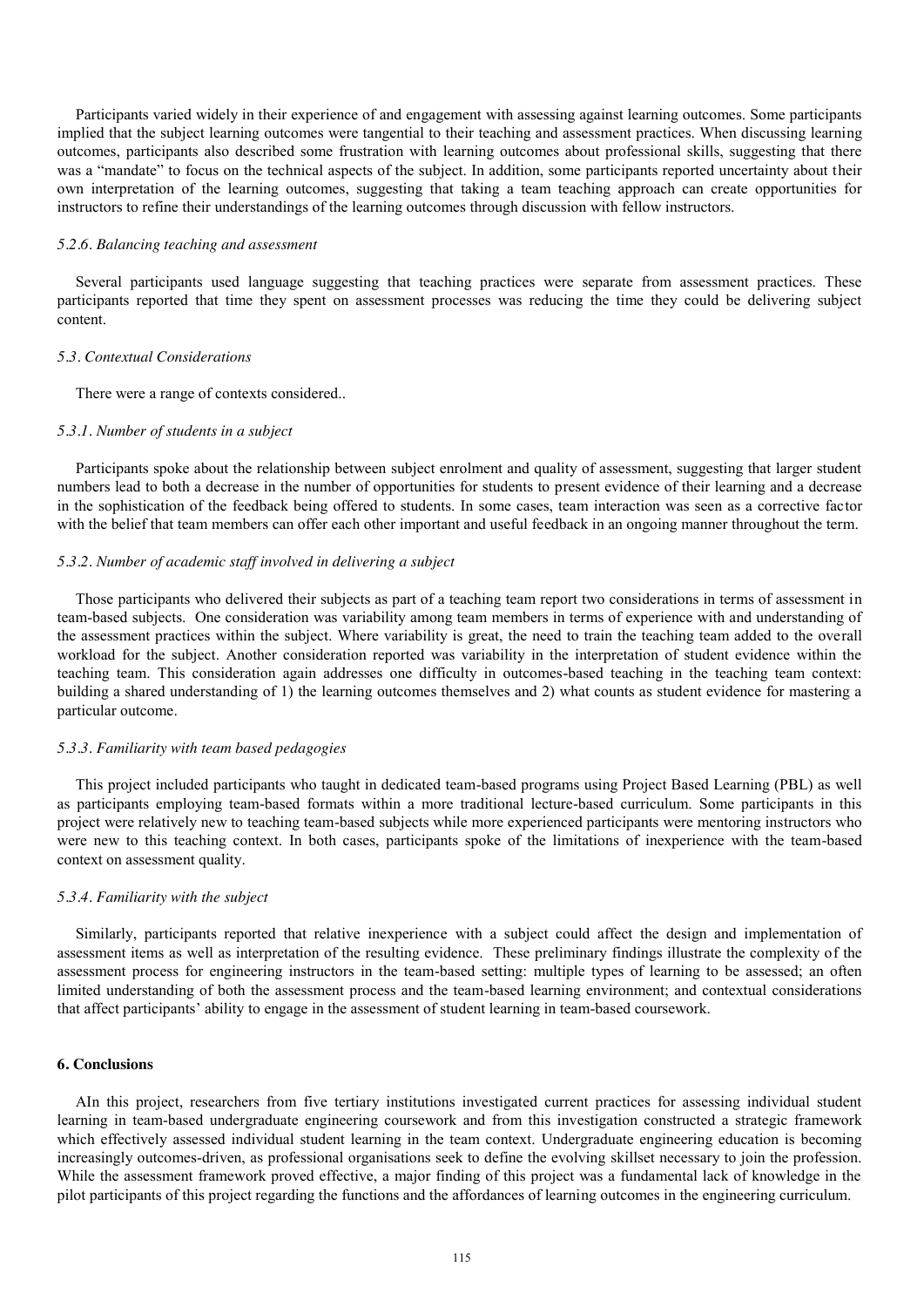Participants varied widely in their experience of and engagement with assessing against learning outcomes. Some participants implied that the subject learning outcomes were tangential to their teaching and assessment practices. When discussing learning outcomes, participants also described some frustration with learning outcomes about professional skills, suggesting that there was a “mandate” to focus on the technical aspects of the subject. In addition, some participants reported uncertainty about their own interpretation of the learning outcomes, suggesting that taking a team teaching approach can create opportunities for instructors to refine their understandings of the learning outcomes through discussion with fellow instructors.

#### *5.2.6. Balancing teaching and assessment*

Several participants used language suggesting that teaching practices were separate from assessment practices. These participants reported that time they spent on assessment processes was reducing the time they could be delivering subject content.

### *5.3. Contextual Considerations*

There were a range of contexts considered..

#### *5.3.1. Number of students in a subject*

Participants spoke about the relationship between subject enrolment and quality of assessment, suggesting that larger student numbers lead to both a decrease in the number of opportunities for students to present evidence of their learning and a decrease in the sophistication of the feedback being offered to students. In some cases, team interaction was seen as a corrective factor with the belief that team members can offer each other important and useful feedback in an ongoing manner throughout the term.

#### *5.3.2. Number of academic staff involved in delivering a subject*

Those participants who delivered their subjects as part of a teaching team report two considerations in terms of assessment in team-based subjects. One consideration was variability among team members in terms of experience with and understanding of the assessment practices within the subject. Where variability is great, the need to train the teaching team added to the overall workload for the subject. Another consideration reported was variability in the interpretation of student evidence within the teaching team. This consideration again addresses one difficulty in outcomes-based teaching in the teaching team context: building a shared understanding of 1) the learning outcomes themselves and 2) what counts as student evidence for mastering a particular outcome.

#### *5.3.3. Familiarity with team based pedagogies*

This project included participants who taught in dedicated team-based programs using Project Based Learning (PBL) as well as participants employing team-based formats within a more traditional lecture-based curriculum. Some participants in this project were relatively new to teaching team-based subjects while more experienced participants were mentoring instructors who were new to this teaching context. In both cases, participants spoke of the limitations of inexperience with the team-based context on assessment quality.

#### *5.3.4. Familiarity with the subject*

Similarly, participants reported that relative inexperience with a subject could affect the design and implementation of assessment items as well as interpretation of the resulting evidence. These preliminary findings illustrate the complexity of the assessment process for engineering instructors in the team-based setting: multiple types of learning to be assessed; an often limited understanding of both the assessment process and the team-based learning environment; and contextual considerations that affect participants’ ability to engage in the assessment of student learning in team-based coursework.

## **6. Conclusions**

AIn this project, researchers from five tertiary institutions investigated current practices for assessing individual student learning in team-based undergraduate engineering coursework and from this investigation constructed a strategic framework which effectively assessed individual student learning in the team context. Undergraduate engineering education is becoming increasingly outcomes-driven, as professional organisations seek to define the evolving skillset necessary to join the profession. While the assessment framework proved effective, a major finding of this project was a fundamental lack of knowledge in the pilot participants of this project regarding the functions and the affordances of learning outcomes in the engineering curriculum.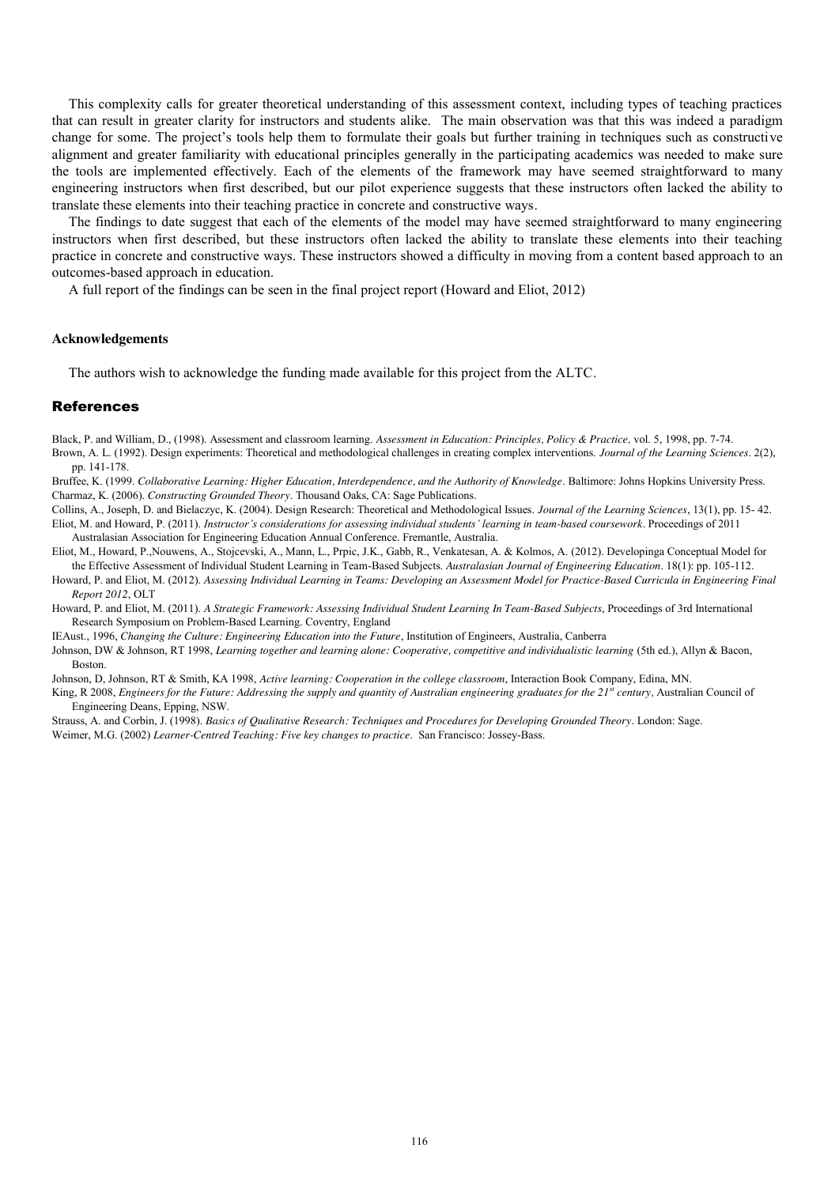This complexity calls for greater theoretical understanding of this assessment context, including types of teaching practices that can result in greater clarity for instructors and students alike. The main observation was that this was indeed a paradigm change for some. The project's tools help them to formulate their goals but further training in techniques such as constructive alignment and greater familiarity with educational principles generally in the participating academics was needed to make sure the tools are implemented effectively. Each of the elements of the framework may have seemed straightforward to many engineering instructors when first described, but our pilot experience suggests that these instructors often lacked the ability to translate these elements into their teaching practice in concrete and constructive ways.

The findings to date suggest that each of the elements of the model may have seemed straightforward to many engineering instructors when first described, but these instructors often lacked the ability to translate these elements into their teaching practice in concrete and constructive ways. These instructors showed a difficulty in moving from a content based approach to an outcomes-based approach in education.

A full report of the findings can be seen in the final project report (Howard and Eliot, 2012)

#### Acknowledgements

The authors wish to acknowledge the funding made available for this project from the ALTC.

## References

Black, P. and William, D., (1998). Assessment and classroom learning. *Assessment in Education: Principles, Policy & Practice*, vol. 5, 1998, pp. 7-74.

Brown, A. L. (1992). Design experiments: Theoretical and methodological challenges in creating complex interventions. *Journal of the Learning Sciences*. 2(2), pp. 141-178.

Bruffee, K. (1999. *Collaborative Learning: Higher Education, Interdependence, and the Authority of Knowledge*. Baltimore: Johns Hopkins University Press.

Charmaz, K. (2006). *Constructing Grounded Theory*. Thousand Oaks, CA: Sage Publications.

Collins, A., Joseph, D. and Bielaczyc, K. (2004). Design Research: Theoretical and Methodological Issues. *Journal of the Learning Sciences*, 13(1), pp. 15- 42.

Eliot, M. and Howard, P. (2011). *Instructor's considerations for assessing individual students' learning in team-based coursework*. Proceedings of 2011 Australasian Association for Engineering Education Annual Conference. Fremantle, Australia.

Eliot, M., Howard, P.,Nouwens, A., Stojcevski, A., Mann, L., Prpic, J.K., Gabb, R., Venkatesan, A. & Kolmos, A. (2012). Developinga Conceptual Model for the Effective Assessment of Individual Student Learning in Team-Based Subjects. *Australasian Journal of Engineering Education*. 18(1): pp. 105-112.

Howard, P. and Eliot, M. (2012). *Assessing Individual Learning in Teams: Developing an Assessment Model for Practice-Based Curricula in Engineering Final Report 2012*, OLT

Howard, P. and Eliot, M. (2011). *A Strategic Framework: Assessing Individual Student Learning In Team-Based Subjects*, Proceedings of 3rd International Research Symposium on Problem-Based Learning. Coventry, England

IEAust., 1996, *Changing the Culture: Engineering Education into the Future*, Institution of Engineers, Australia, Canberra

Johnson, DW & Johnson, RT 1998, *Learning together and learning alone: Cooperative, competitive and individualistic learning* (5th ed.), Allyn & Bacon, Boston.

Johnson, D, Johnson, RT & Smith, KA 1998, *Active learning: Cooperation in the college classroom*, Interaction Book Company, Edina, MN.

King, R 2008, *Engineers for the Future: Addressing the supply and quantity of Australian engineering graduates for the 21st century*, Australian Council of Engineering Deans, Epping, NSW.

Strauss, A. and Corbin, J. (1998). *Basics of Qualitative Research: Techniques and Procedures for Developing Grounded Theory*. London: Sage.

Weimer, M.G. (2002) *Learner-Centred Teaching: Five key changes to practice*. San Francisco: Jossey-Bass.